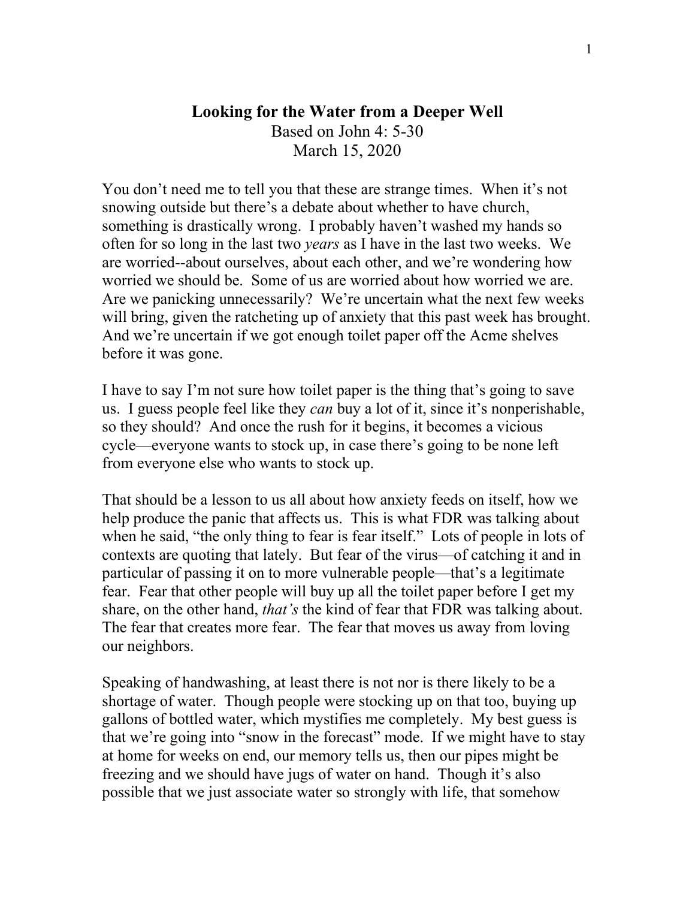# Looking for the Water from a Deeper Well

Based on John 4: 5-30

March 15, 2020

You don't need me to tell you that these are strange times. When it's not snowing outside but there's a debate about whether to have church, something is drastically wrong. I probably haven't washed my hands so often for so long in the last two *years* as I have in the last two weeks. We are worried--about ourselves, about each other, and we're wondering how worried we should be. Some of us are worried about how worried we are. Are we panicking unnecessarily? We're uncertain what the next few weeks will bring, given the ratcheting up of anxiety that this past week has brought. And we're uncertain if we got enough toilet paper off the Acme shelves before it was gone.

I have to say I'm not sure how toilet paper is the thing that's going to save us. I guess people feel like they *can* buy a lot of it, since it's nonperishable, so they should? And once the rush for it begins, it becomes a vicious cycle—everyone wants to stock up, in case there's going to be none left from everyone else who wants to stock up.

That should be a lesson to us all about how anxiety feeds on itself, how we help produce the panic that affects us. This is what FDR was talking about when he said, "the only thing to fear is fear itself." Lots of people in lots of contexts are quoting that lately. But fear of the virus—of catching it and in particular of passing it on to more vulnerable people—that's a legitimate fear. Fear that other people will buy up all the toilet paper before I get my share, on the other hand, *that's* the kind of fear that FDR was talking about. The fear that creates more fear. The fear that moves us away from loving our neighbors.

Speaking of handwashing, at least there is not nor is there likely to be a shortage of water. Though people were stocking up on that too, buying up gallons of bottled water, which mystifies me completely. My best guess is that we're going into "snow in the forecast" mode. If we might have to stay at home for weeks on end, our memory tells us, then our pipes might be freezing and we should have jugs of water on hand. Though it's also possible that we just associate water so strongly with life, that somehow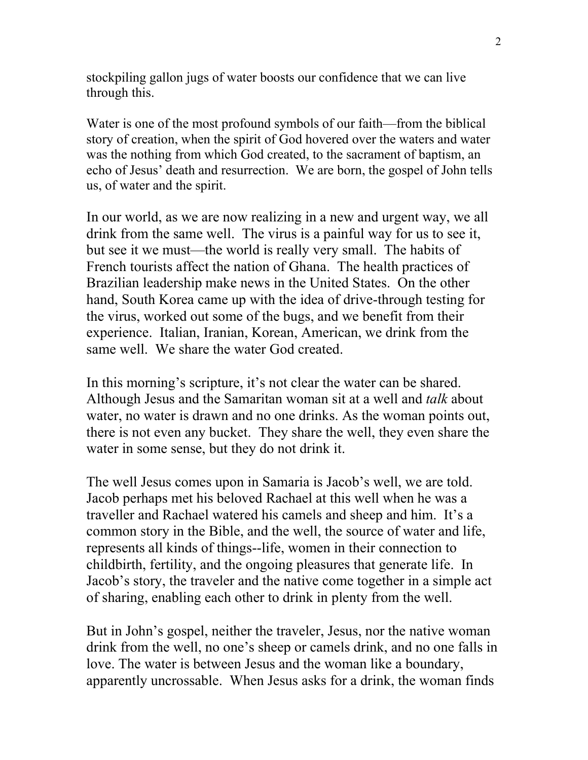stockpiling gallon jugs of water boosts our confidence that we can live through this.

Water is one of the most profound symbols of our faith—from the biblical story of creation, when the spirit of God hovered over the waters and water was the nothing from which God created, to the sacrament of baptism, an echo of Jesus' death and resurrection. We are born, the gospel of John tells us, of water and the spirit.

In our world, as we are now realizing in a new and urgent way, we all drink from the same well. The virus is a painful way for us to see it, but see it we must—the world is really very small. The habits of French tourists affect the nation of Ghana. The health practices of Brazilian leadership make news in the United States. On the other hand, South Korea came up with the idea of drive-through testing for the virus, worked out some of the bugs, and we benefit from their experience. Italian, Iranian, Korean, American, we drink from the same well. We share the water God created.

In this morning's scripture, it's not clear the water can be shared. Although Jesus and the Samaritan woman sit at a well and *talk* about water, no water is drawn and no one drinks. As the woman points out, there is not even any bucket. They share the well, they even share the water in some sense, but they do not drink it.

The well Jesus comes upon in Samaria is Jacob's well, we are told. Jacob perhaps met his beloved Rachael at this well when he was a traveller and Rachael watered his camels and sheep and him. It's a common story in the Bible, and the well, the source of water and life, represents all kinds of things--life, women in their connection to childbirth, fertility, and the ongoing pleasures that generate life. In Jacob's story, the traveler and the native come together in a simple act of sharing, enabling each other to drink in plenty from the well.

But in John's gospel, neither the traveler, Jesus, nor the native woman drink from the well, no one's sheep or camels drink, and no one falls in love. The water is between Jesus and the woman like a boundary, apparently uncrossable. When Jesus asks for a drink, the woman finds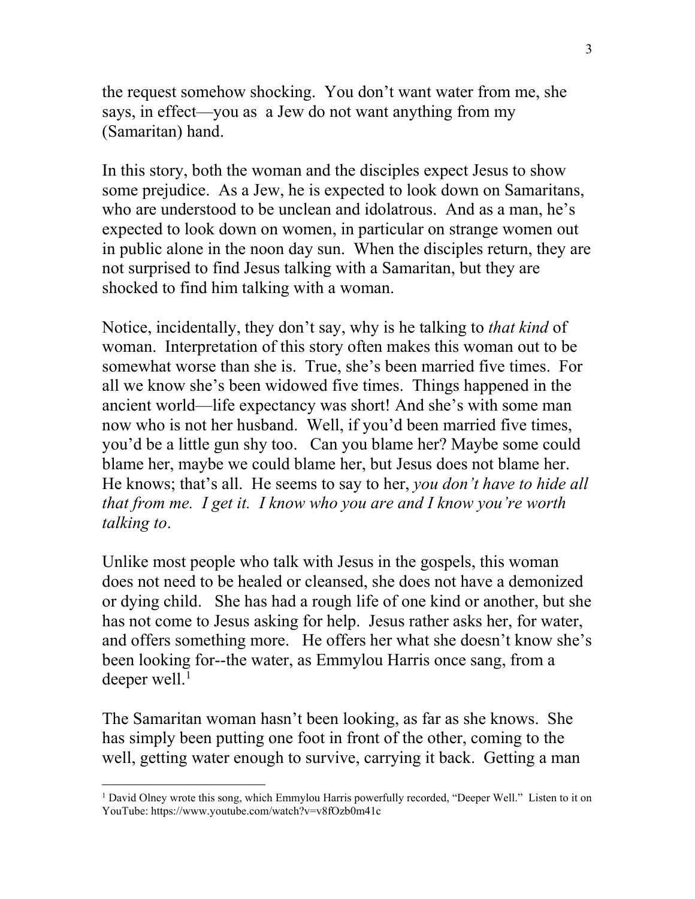the request somehow shocking. You don't want water from me, she says, in effect—you as a Jew do not want anything from my (Samaritan) hand.

In this story, both the woman and the disciples expect Jesus to show some prejudice. As a Jew, he is expected to look down on Samaritans, who are understood to be unclean and idolatrous. And as a man, he's expected to look down on women, in particular on strange women out in public alone in the noon day sun. When the disciples return, they are not surprised to find Jesus talking with a Samaritan, but they are shocked to find him talking with a woman.

Notice, incidentally, they don't say, why is he talking to *that kind* of woman. Interpretation of this story often makes this woman out to be somewhat worse than she is. True, she's been married five times. For all we know she's been widowed five times. Things happened in the ancient world—life expectancy was short! And she's with some man now who is not her husband. Well, if you'd been married five times, you'd be a little gun shy too. Can you blame her? Maybe some could blame her, maybe we could blame her, but Jesus does not blame her. He knows; that's all. He seems to say to her, *you don't have to hide all that from me. I get it. I know who you are and I know you're worth talking to*.

Unlike most people who talk with Jesus in the gospels, this woman does not need to be healed or cleansed, she does not have a demonized or dying child. She has had a rough life of one kind or another, but she has not come to Jesus asking for help. Jesus rather asks her, for water, and offers something more. He offers her what she doesn't know she's been looking for--the water, as Emmylou Harris once sang, from a deeper well.[1]

The Samaritan woman hasn't been looking, as far as she knows. She has simply been putting one foot in front of the other, coming to the well, getting water enough to survive, carrying it back. Getting a man

---

[1] David Olney wrote this song, which Emmylou Harris powerfully recorded, "Deeper Well." Listen to it on YouTube: https://www.youtube.com/watch?v=v8fOzb0m41c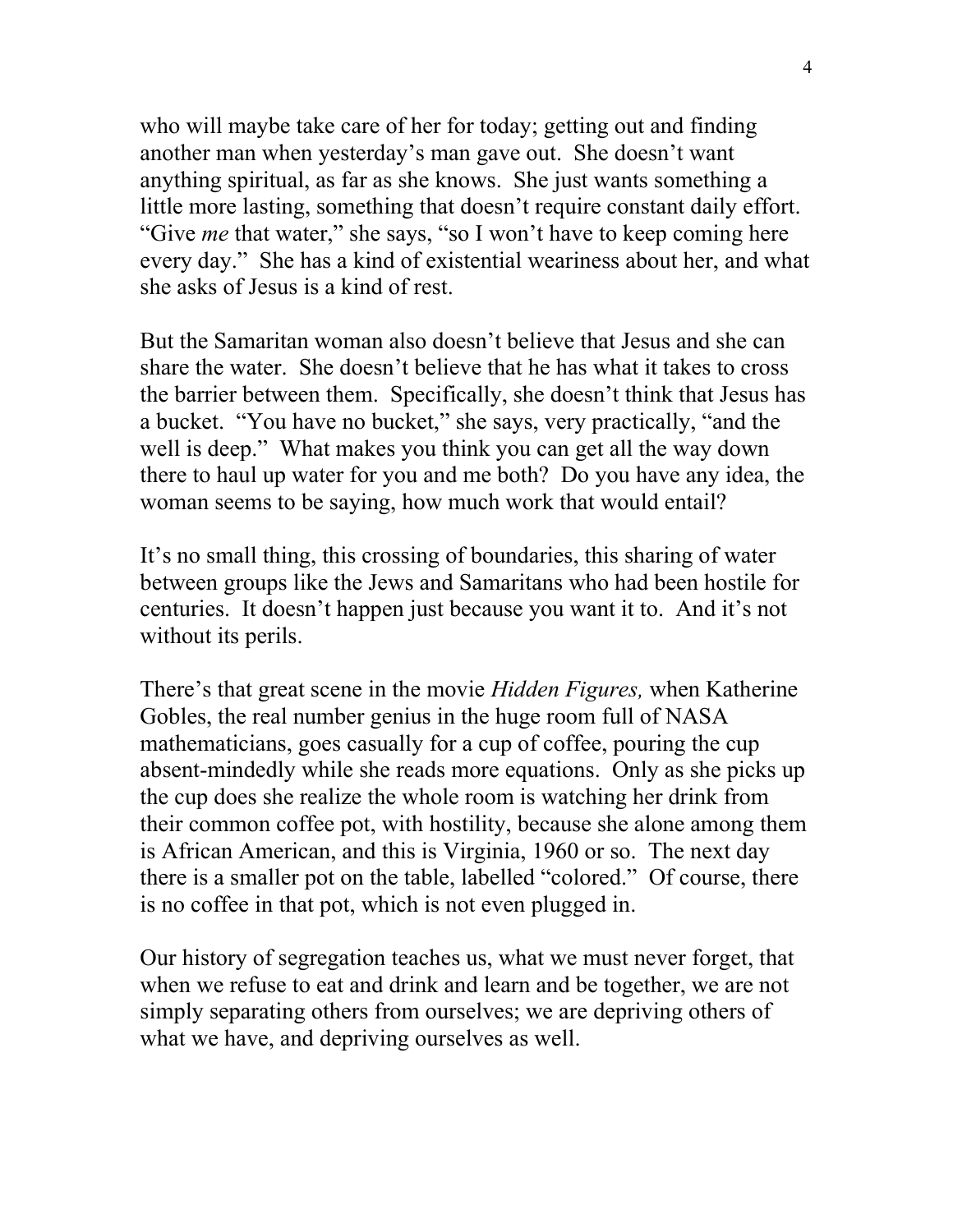who will maybe take care of her for today; getting out and finding another man when yesterday's man gave out. She doesn't want anything spiritual, as far as she knows. She just wants something a little more lasting, something that doesn't require constant daily effort. "Give *me* that water," she says, "so I won't have to keep coming here every day." She has a kind of existential weariness about her, and what she asks of Jesus is a kind of rest.

But the Samaritan woman also doesn't believe that Jesus and she can share the water. She doesn't believe that he has what it takes to cross the barrier between them. Specifically, she doesn't think that Jesus has a bucket. "You have no bucket," she says, very practically, "and the well is deep." What makes you think you can get all the way down there to haul up water for you and me both? Do you have any idea, the woman seems to be saying, how much work that would entail?

It's no small thing, this crossing of boundaries, this sharing of water between groups like the Jews and Samaritans who had been hostile for centuries. It doesn't happen just because you want it to. And it's not without its perils.

There's that great scene in the movie *Hidden Figures,* when Katherine Gobles, the real number genius in the huge room full of NASA mathematicians, goes casually for a cup of coffee, pouring the cup absent-mindedly while she reads more equations. Only as she picks up the cup does she realize the whole room is watching her drink from their common coffee pot, with hostility, because she alone among them is African American, and this is Virginia, 1960 or so. The next day there is a smaller pot on the table, labelled "colored." Of course, there is no coffee in that pot, which is not even plugged in.

Our history of segregation teaches us, what we must never forget, that when we refuse to eat and drink and learn and be together, we are not simply separating others from ourselves; we are depriving others of what we have, and depriving ourselves as well.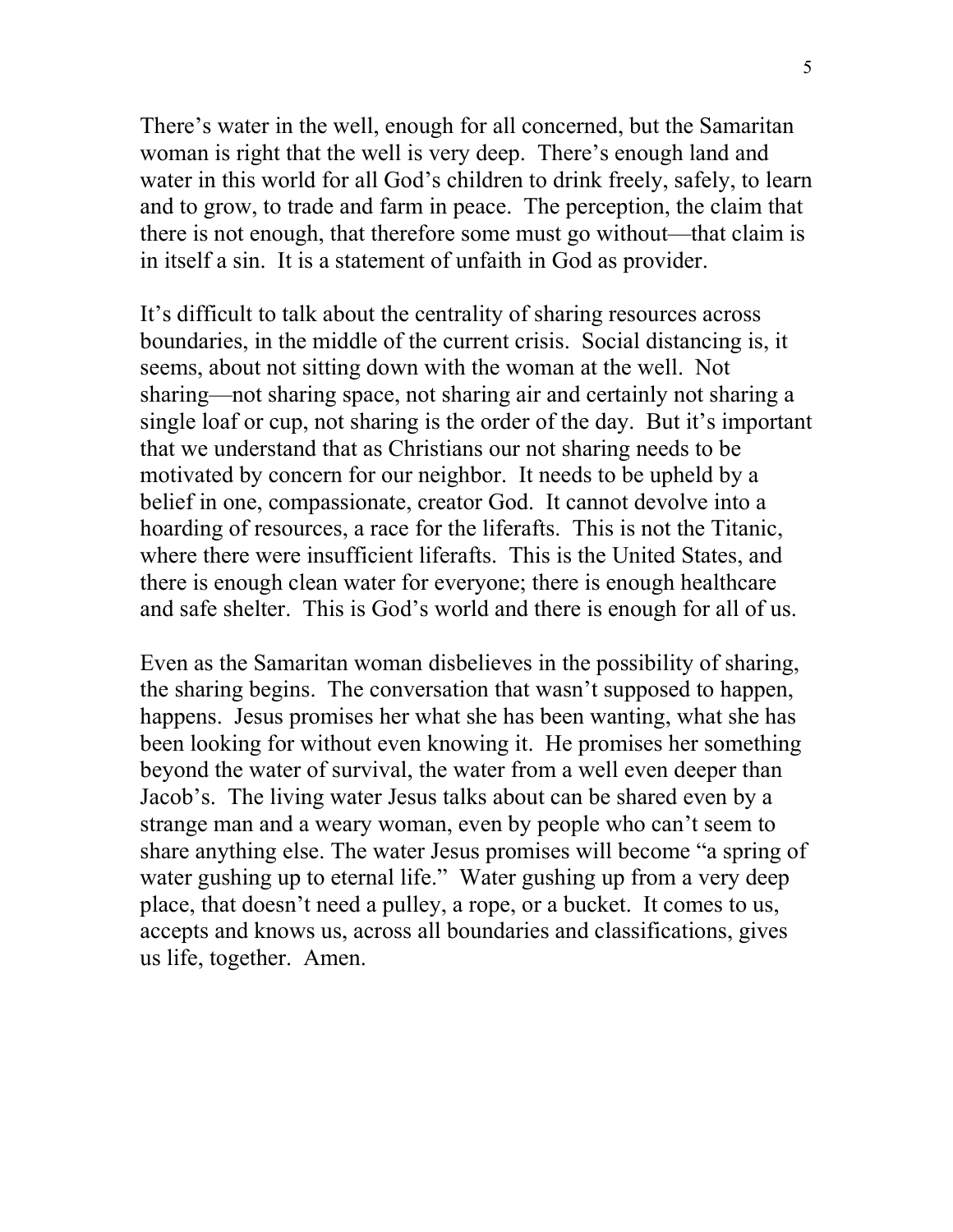There's water in the well, enough for all concerned, but the Samaritan woman is right that the well is very deep. There's enough land and water in this world for all God's children to drink freely, safely, to learn and to grow, to trade and farm in peace. The perception, the claim that there is not enough, that therefore some must go without—that claim is in itself a sin. It is a statement of unfaith in God as provider.

It's difficult to talk about the centrality of sharing resources across boundaries, in the middle of the current crisis. Social distancing is, it seems, about not sitting down with the woman at the well. Not sharing—not sharing space, not sharing air and certainly not sharing a single loaf or cup, not sharing is the order of the day. But it's important that we understand that as Christians our not sharing needs to be motivated by concern for our neighbor. It needs to be upheld by a belief in one, compassionate, creator God. It cannot devolve into a hoarding of resources, a race for the liferafts. This is not the Titanic, where there were insufficient liferafts. This is the United States, and there is enough clean water for everyone; there is enough healthcare and safe shelter. This is God's world and there is enough for all of us.

Even as the Samaritan woman disbelieves in the possibility of sharing, the sharing begins. The conversation that wasn't supposed to happen, happens. Jesus promises her what she has been wanting, what she has been looking for without even knowing it. He promises her something beyond the water of survival, the water from a well even deeper than Jacob's. The living water Jesus talks about can be shared even by a strange man and a weary woman, even by people who can't seem to share anything else. The water Jesus promises will become "a spring of water gushing up to eternal life." Water gushing up from a very deep place, that doesn't need a pulley, a rope, or a bucket. It comes to us, accepts and knows us, across all boundaries and classifications, gives us life, together. Amen.